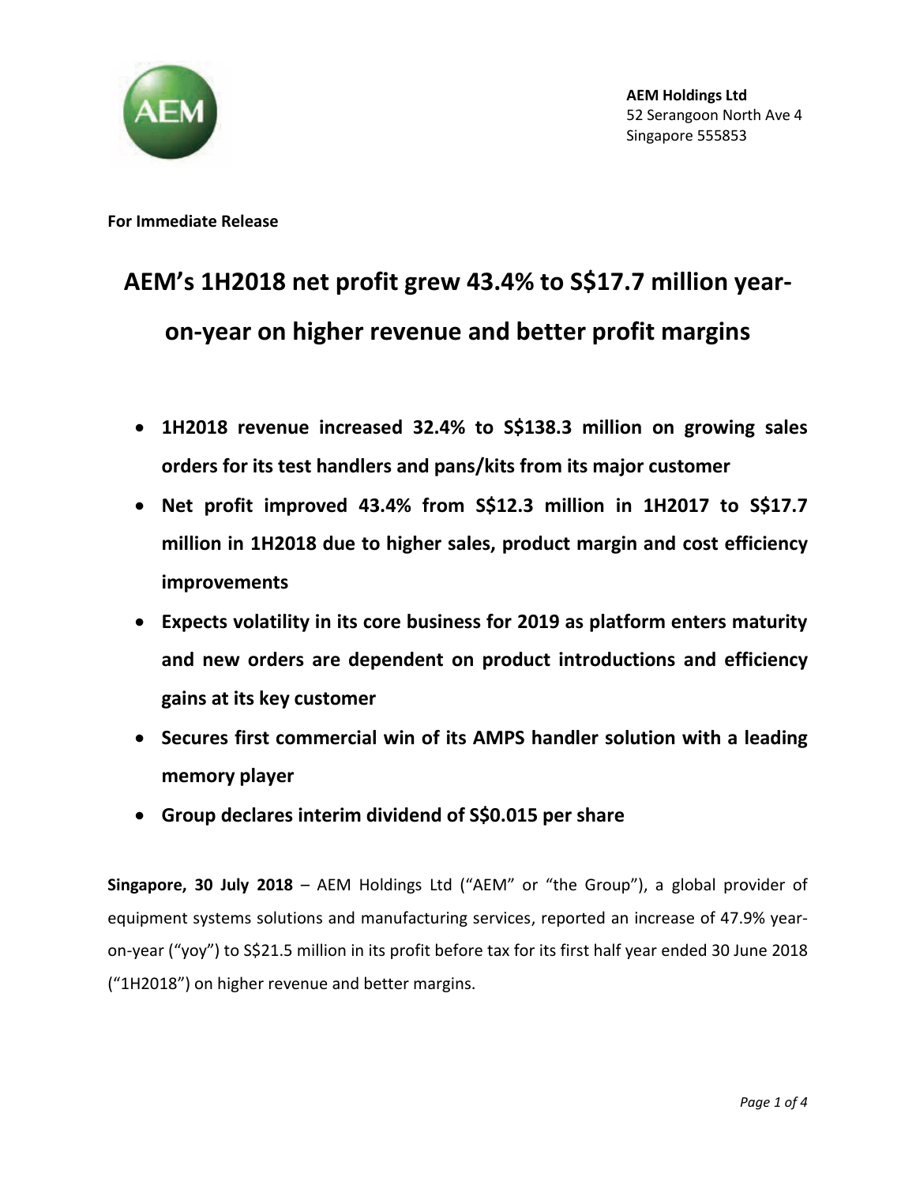**AEM Holdings Ltd**
52 Serangoon North Ave 4
Singapore 555853

**For Immediate Release**

# AEM's 1H2018 net profit grew 43.4% to S$17.7 million year-on-year on higher revenue and better profit margins

- **1H2018 revenue increased 32.4% to S$138.3 million on growing sales orders for its test handlers and pans/kits from its major customer**
- **Net profit improved 43.4% from S$12.3 million in 1H2017 to S$17.7 million in 1H2018 due to higher sales, product margin and cost efficiency improvements**
- **Expects volatility in its core business for 2019 as platform enters maturity and new orders are dependent on product introductions and efficiency gains at its key customer**
- **Secures first commercial win of its AMPS handler solution with a leading memory player**
- **Group declares interim dividend of S$0.015 per share**

**Singapore, 30 July 2018** – AEM Holdings Ltd ("AEM" or "the Group"), a global provider of equipment systems solutions and manufacturing services, reported an increase of 47.9% year-on-year ("yoy") to S$21.5 million in its profit before tax for its first half year ended 30 June 2018 ("1H2018") on higher revenue and better margins.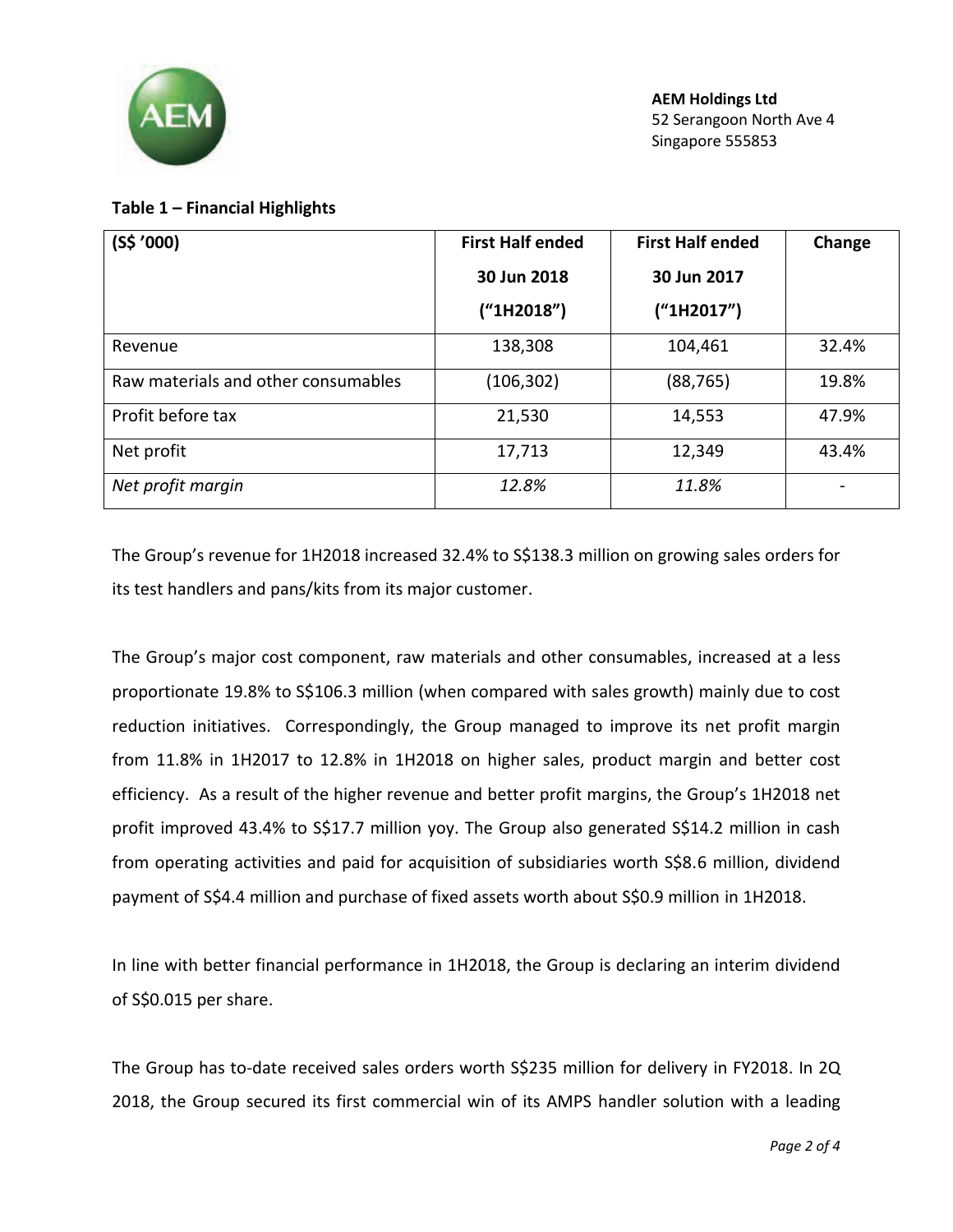**AEM Holdings Ltd**
52 Serangoon North Ave 4
Singapore 555853

**Table 1 – Financial Highlights**

| (S$ '000) | First Half ended 30 Jun 2018 ("1H2018") | First Half ended 30 Jun 2017 ("1H2017") | Change |
|---|---|---|---|
| Revenue | 138,308 | 104,461 | 32.4% |
| Raw materials and other consumables | (106,302) | (88,765) | 19.8% |
| Profit before tax | 21,530 | 14,553 | 47.9% |
| Net profit | 17,713 | 12,349 | 43.4% |
| *Net profit margin* | *12.8%* | *11.8%* | - |

The Group's revenue for 1H2018 increased 32.4% to S$138.3 million on growing sales orders for its test handlers and pans/kits from its major customer.

The Group's major cost component, raw materials and other consumables, increased at a less proportionate 19.8% to S$106.3 million (when compared with sales growth) mainly due to cost reduction initiatives. Correspondingly, the Group managed to improve its net profit margin from 11.8% in 1H2017 to 12.8% in 1H2018 on higher sales, product margin and better cost efficiency. As a result of the higher revenue and better profit margins, the Group's 1H2018 net profit improved 43.4% to S$17.7 million yoy. The Group also generated S$14.2 million in cash from operating activities and paid for acquisition of subsidiaries worth S$8.6 million, dividend payment of S$4.4 million and purchase of fixed assets worth about S$0.9 million in 1H2018.

In line with better financial performance in 1H2018, the Group is declaring an interim dividend of S$0.015 per share.

The Group has to-date received sales orders worth S$235 million for delivery in FY2018. In 2Q 2018, the Group secured its first commercial win of its AMPS handler solution with a leading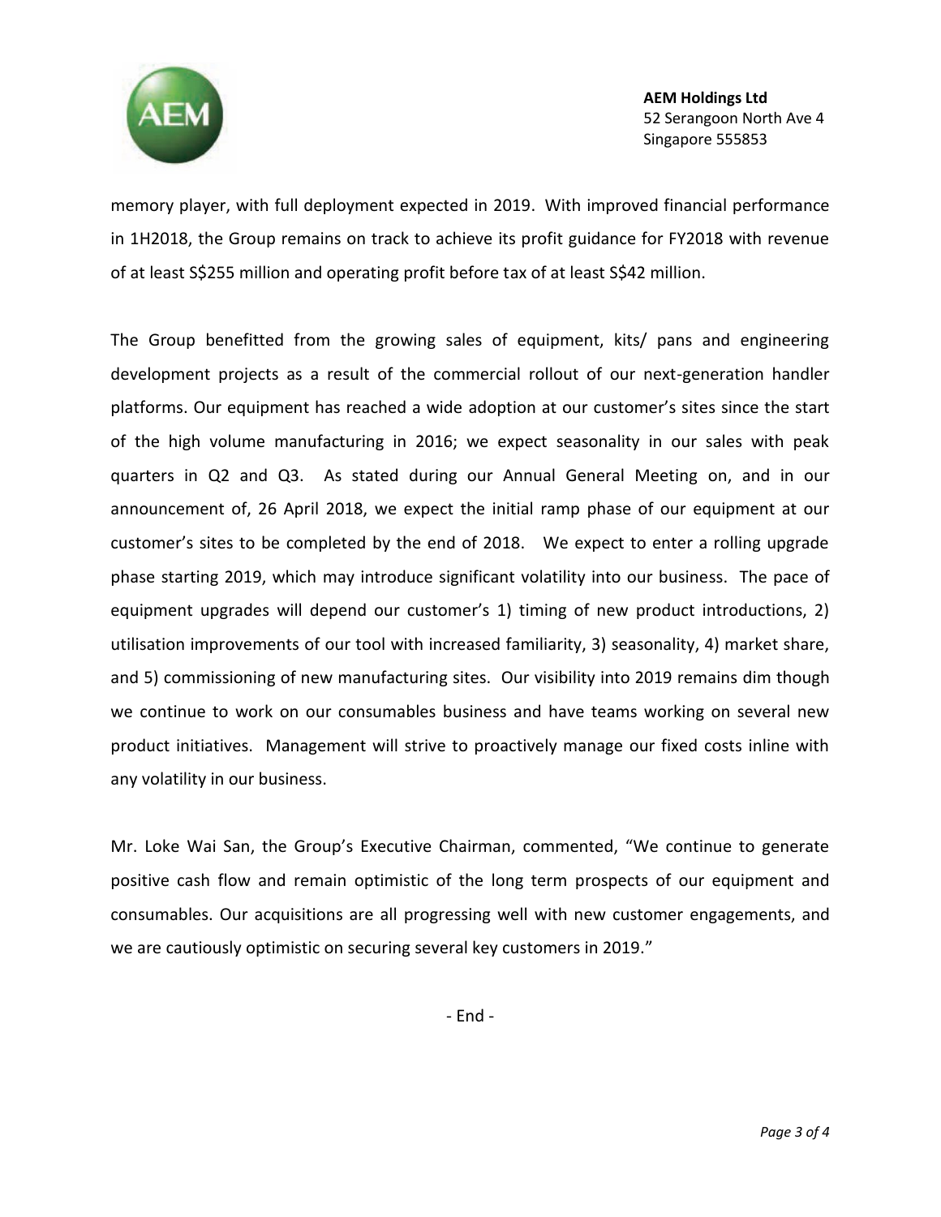memory player, with full deployment expected in 2019. With improved financial performance in 1H2018, the Group remains on track to achieve its profit guidance for FY2018 with revenue of at least S$255 million and operating profit before tax of at least S$42 million.

The Group benefitted from the growing sales of equipment, kits/ pans and engineering development projects as a result of the commercial rollout of our next-generation handler platforms. Our equipment has reached a wide adoption at our customer's sites since the start of the high volume manufacturing in 2016; we expect seasonality in our sales with peak quarters in Q2 and Q3. As stated during our Annual General Meeting on, and in our announcement of, 26 April 2018, we expect the initial ramp phase of our equipment at our customer's sites to be completed by the end of 2018. We expect to enter a rolling upgrade phase starting 2019, which may introduce significant volatility into our business. The pace of equipment upgrades will depend our customer's 1) timing of new product introductions, 2) utilisation improvements of our tool with increased familiarity, 3) seasonality, 4) market share, and 5) commissioning of new manufacturing sites. Our visibility into 2019 remains dim though we continue to work on our consumables business and have teams working on several new product initiatives. Management will strive to proactively manage our fixed costs inline with any volatility in our business.

Mr. Loke Wai San, the Group's Executive Chairman, commented, "We continue to generate positive cash flow and remain optimistic of the long term prospects of our equipment and consumables. Our acquisitions are all progressing well with new customer engagements, and we are cautiously optimistic on securing several key customers in 2019."

- End -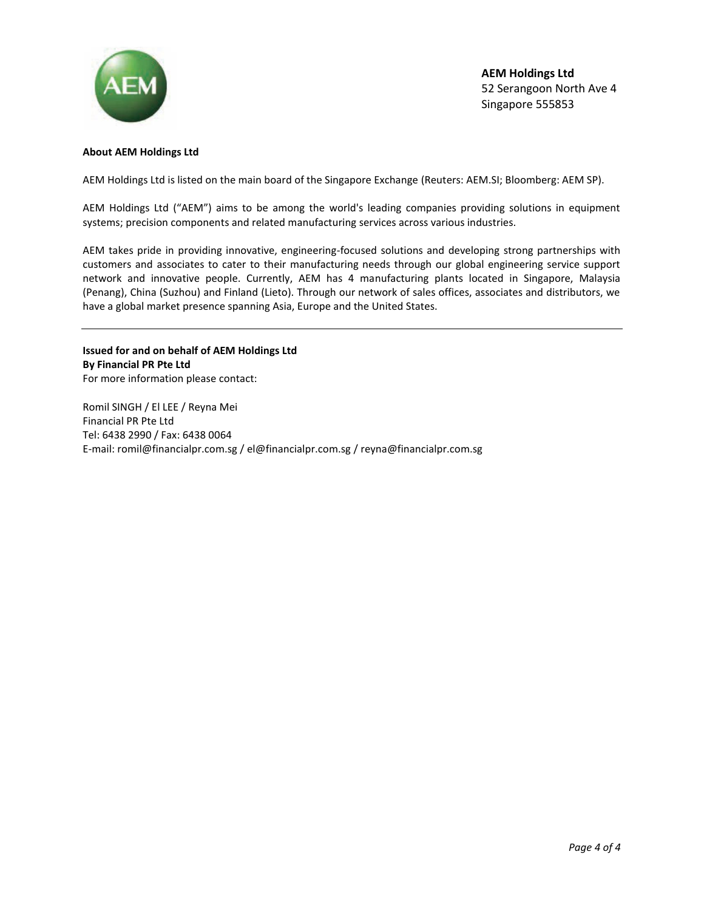**AEM Holdings Ltd**
52 Serangoon North Ave 4
Singapore 555853

**About AEM Holdings Ltd**

AEM Holdings Ltd is listed on the main board of the Singapore Exchange (Reuters: AEM.SI; Bloomberg: AEM SP).

AEM Holdings Ltd ("AEM") aims to be among the world's leading companies providing solutions in equipment systems; precision components and related manufacturing services across various industries.

AEM takes pride in providing innovative, engineering-focused solutions and developing strong partnerships with customers and associates to cater to their manufacturing needs through our global engineering service support network and innovative people. Currently, AEM has 4 manufacturing plants located in Singapore, Malaysia (Penang), China (Suzhou) and Finland (Lieto). Through our network of sales offices, associates and distributors, we have a global market presence spanning Asia, Europe and the United States.

---

**Issued for and on behalf of AEM Holdings Ltd**
**By Financial PR Pte Ltd**
For more information please contact:

Romil SINGH / El LEE / Reyna Mei
Financial PR Pte Ltd
Tel: 6438 2990 / Fax: 6438 0064
E-mail: romil@financialpr.com.sg / el@financialpr.com.sg / reyna@financialpr.com.sg